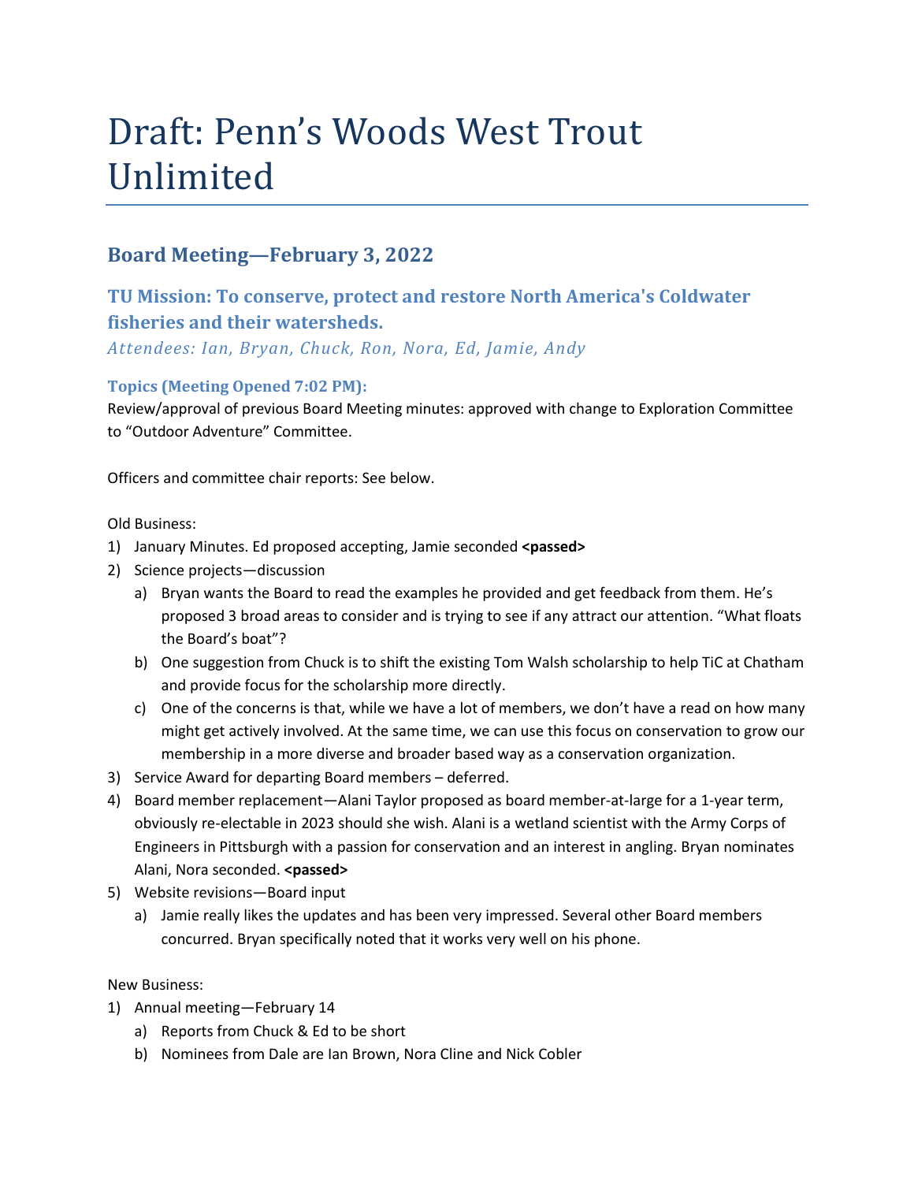# Draft: Penn's Woods West Trout Unlimited

## Board Meeting—February 3, 2022

### TU Mission: To conserve, protect and restore North America's Coldwater fisheries and their watersheds.

*Attendees: Ian, Bryan, Chuck, Ron, Nora, Ed, Jamie, Andy*

#### Topics (Meeting Opened 7:02 PM):

Review/approval of previous Board Meeting minutes: approved with change to Exploration Committee to "Outdoor Adventure" Committee.

Officers and committee chair reports: See below.

Old Business:

1) January Minutes. Ed proposed accepting, Jamie seconded **<passed>**
2) Science projects—discussion
   a) Bryan wants the Board to read the examples he provided and get feedback from them. He's proposed 3 broad areas to consider and is trying to see if any attract our attention. "What floats the Board's boat"?
   b) One suggestion from Chuck is to shift the existing Tom Walsh scholarship to help TiC at Chatham and provide focus for the scholarship more directly.
   c) One of the concerns is that, while we have a lot of members, we don't have a read on how many might get actively involved. At the same time, we can use this focus on conservation to grow our membership in a more diverse and broader based way as a conservation organization.
3) Service Award for departing Board members – deferred.
4) Board member replacement—Alani Taylor proposed as board member-at-large for a 1-year term, obviously re-electable in 2023 should she wish. Alani is a wetland scientist with the Army Corps of Engineers in Pittsburgh with a passion for conservation and an interest in angling. Bryan nominates Alani, Nora seconded. **<passed>**
5) Website revisions—Board input
   a) Jamie really likes the updates and has been very impressed. Several other Board members concurred. Bryan specifically noted that it works very well on his phone.

New Business:

1) Annual meeting—February 14
   a) Reports from Chuck & Ed to be short
   b) Nominees from Dale are Ian Brown, Nora Cline and Nick Cobler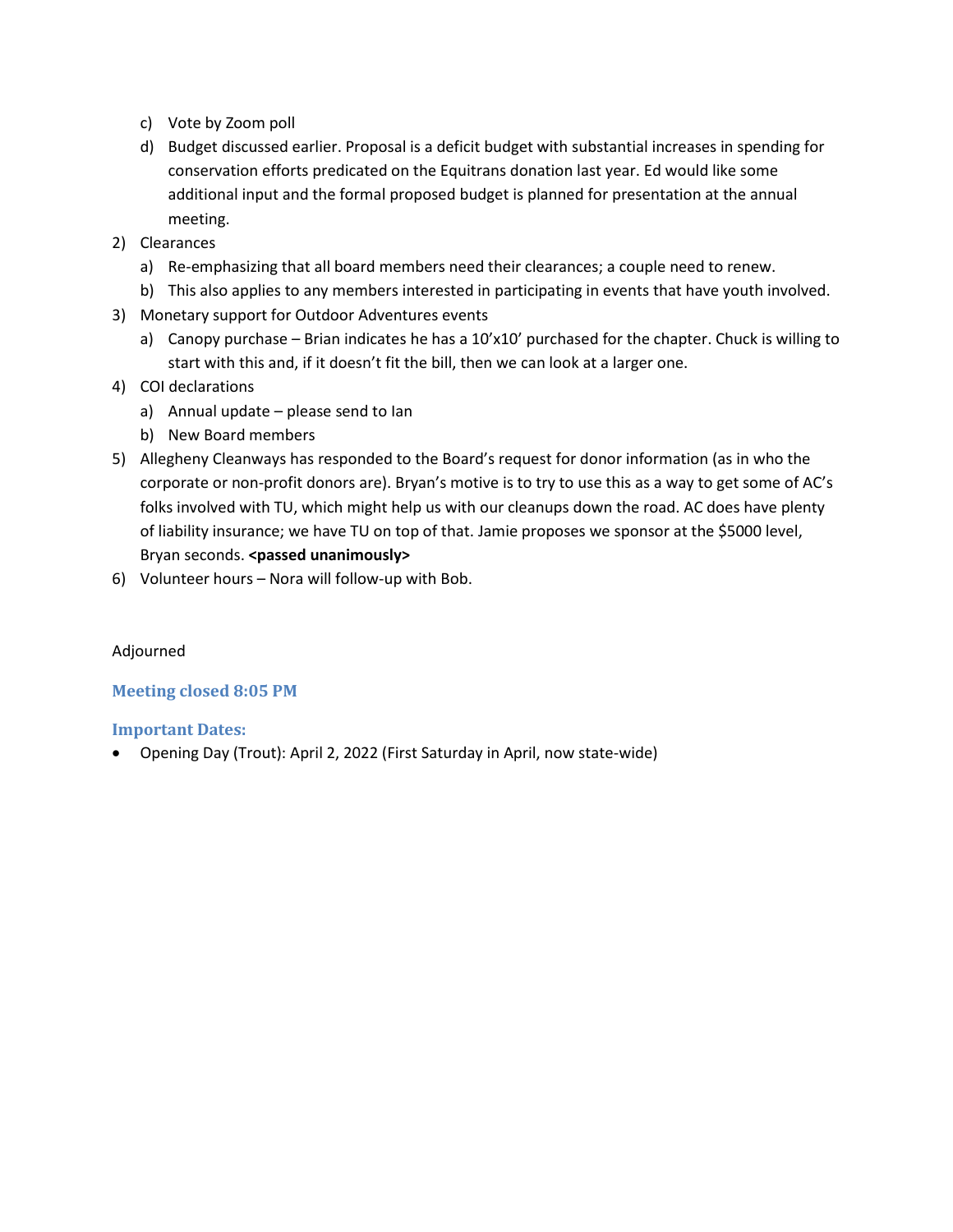c) Vote by Zoom poll
   d) Budget discussed earlier. Proposal is a deficit budget with substantial increases in spending for conservation efforts predicated on the Equitrans donation last year. Ed would like some additional input and the formal proposed budget is planned for presentation at the annual meeting.

2) Clearances
   a) Re-emphasizing that all board members need their clearances; a couple need to renew.
   b) This also applies to any members interested in participating in events that have youth involved.
3) Monetary support for Outdoor Adventures events
   a) Canopy purchase – Brian indicates he has a 10'x10' purchased for the chapter. Chuck is willing to start with this and, if it doesn't fit the bill, then we can look at a larger one.
4) COI declarations
   a) Annual update – please send to Ian
   b) New Board members
5) Allegheny Cleanways has responded to the Board's request for donor information (as in who the corporate or non-profit donors are). Bryan's motive is to try to use this as a way to get some of AC's folks involved with TU, which might help us with our cleanups down the road. AC does have plenty of liability insurance; we have TU on top of that. Jamie proposes we sponsor at the $5000 level, Bryan seconds. **<passed unanimously>**
6) Volunteer hours – Nora will follow-up with Bob.

Adjourned

### Meeting closed 8:05 PM

### Important Dates:

- Opening Day (Trout): April 2, 2022 (First Saturday in April, now state-wide)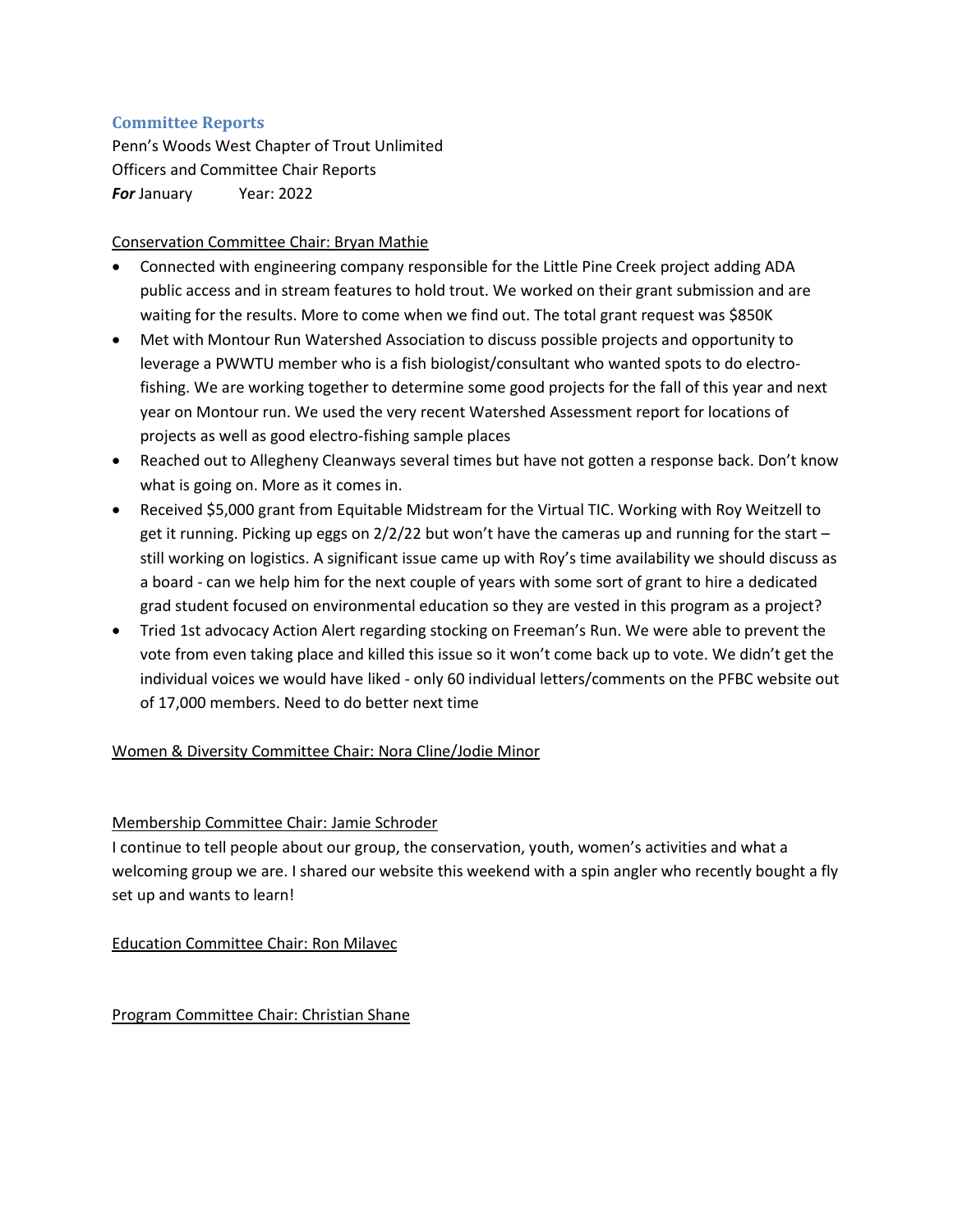## Committee Reports

Penn's Woods West Chapter of Trout Unlimited
Officers and Committee Chair Reports
***For*** January Year: 2022

Conservation Committee Chair: Bryan Mathie

- Connected with engineering company responsible for the Little Pine Creek project adding ADA public access and in stream features to hold trout. We worked on their grant submission and are waiting for the results. More to come when we find out. The total grant request was $850K
- Met with Montour Run Watershed Association to discuss possible projects and opportunity to leverage a PWWTU member who is a fish biologist/consultant who wanted spots to do electro-fishing. We are working together to determine some good projects for the fall of this year and next year on Montour run. We used the very recent Watershed Assessment report for locations of projects as well as good electro-fishing sample places
- Reached out to Allegheny Cleanways several times but have not gotten a response back. Don't know what is going on. More as it comes in.
- Received $5,000 grant from Equitable Midstream for the Virtual TIC. Working with Roy Weitzell to get it running. Picking up eggs on 2/2/22 but won't have the cameras up and running for the start – still working on logistics. A significant issue came up with Roy's time availability we should discuss as a board - can we help him for the next couple of years with some sort of grant to hire a dedicated grad student focused on environmental education so they are vested in this program as a project?
- Tried 1st advocacy Action Alert regarding stocking on Freeman's Run. We were able to prevent the vote from even taking place and killed this issue so it won't come back up to vote. We didn't get the individual voices we would have liked - only 60 individual letters/comments on the PFBC website out of 17,000 members. Need to do better next time

Women & Diversity Committee Chair: Nora Cline/Jodie Minor

Membership Committee Chair: Jamie Schroder

I continue to tell people about our group, the conservation, youth, women's activities and what a welcoming group we are. I shared our website this weekend with a spin angler who recently bought a fly set up and wants to learn!

Education Committee Chair: Ron Milavec

Program Committee Chair: Christian Shane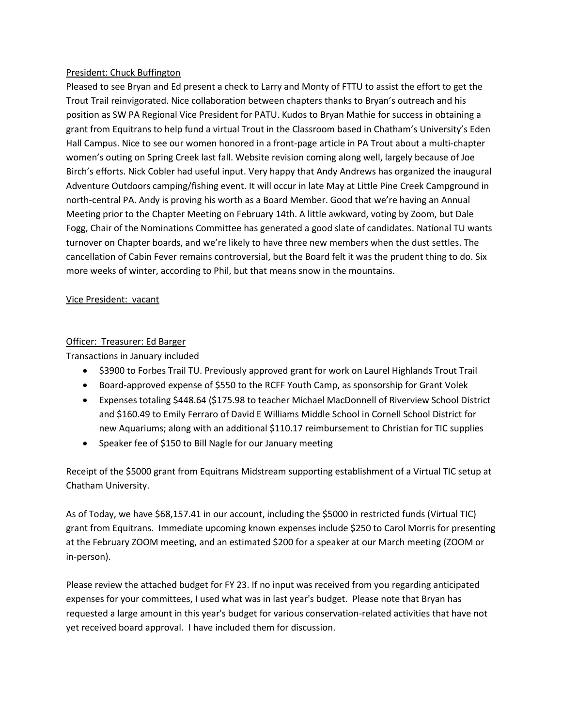President: Chuck Buffington

Pleased to see Bryan and Ed present a check to Larry and Monty of FTTU to assist the effort to get the Trout Trail reinvigorated. Nice collaboration between chapters thanks to Bryan's outreach and his position as SW PA Regional Vice President for PATU. Kudos to Bryan Mathie for success in obtaining a grant from Equitrans to help fund a virtual Trout in the Classroom based in Chatham's University's Eden Hall Campus. Nice to see our women honored in a front-page article in PA Trout about a multi-chapter women's outing on Spring Creek last fall. Website revision coming along well, largely because of Joe Birch's efforts. Nick Cobler had useful input. Very happy that Andy Andrews has organized the inaugural Adventure Outdoors camping/fishing event. It will occur in late May at Little Pine Creek Campground in north-central PA. Andy is proving his worth as a Board Member. Good that we're having an Annual Meeting prior to the Chapter Meeting on February 14th. A little awkward, voting by Zoom, but Dale Fogg, Chair of the Nominations Committee has generated a good slate of candidates. National TU wants turnover on Chapter boards, and we're likely to have three new members when the dust settles. The cancellation of Cabin Fever remains controversial, but the Board felt it was the prudent thing to do. Six more weeks of winter, according to Phil, but that means snow in the mountains.

Vice President: vacant

Officer: Treasurer: Ed Barger

Transactions in January included

- $3900 to Forbes Trail TU. Previously approved grant for work on Laurel Highlands Trout Trail
- Board-approved expense of $550 to the RCFF Youth Camp, as sponsorship for Grant Volek
- Expenses totaling $448.64 ($175.98 to teacher Michael MacDonnell of Riverview School District and $160.49 to Emily Ferraro of David E Williams Middle School in Cornell School District for new Aquariums; along with an additional $110.17 reimbursement to Christian for TIC supplies
- Speaker fee of $150 to Bill Nagle for our January meeting

Receipt of the $5000 grant from Equitrans Midstream supporting establishment of a Virtual TIC setup at Chatham University.

As of Today, we have $68,157.41 in our account, including the $5000 in restricted funds (Virtual TIC) grant from Equitrans. Immediate upcoming known expenses include $250 to Carol Morris for presenting at the February ZOOM meeting, and an estimated $200 for a speaker at our March meeting (ZOOM or in-person).

Please review the attached budget for FY 23. If no input was received from you regarding anticipated expenses for your committees, I used what was in last year's budget. Please note that Bryan has requested a large amount in this year's budget for various conservation-related activities that have not yet received board approval. I have included them for discussion.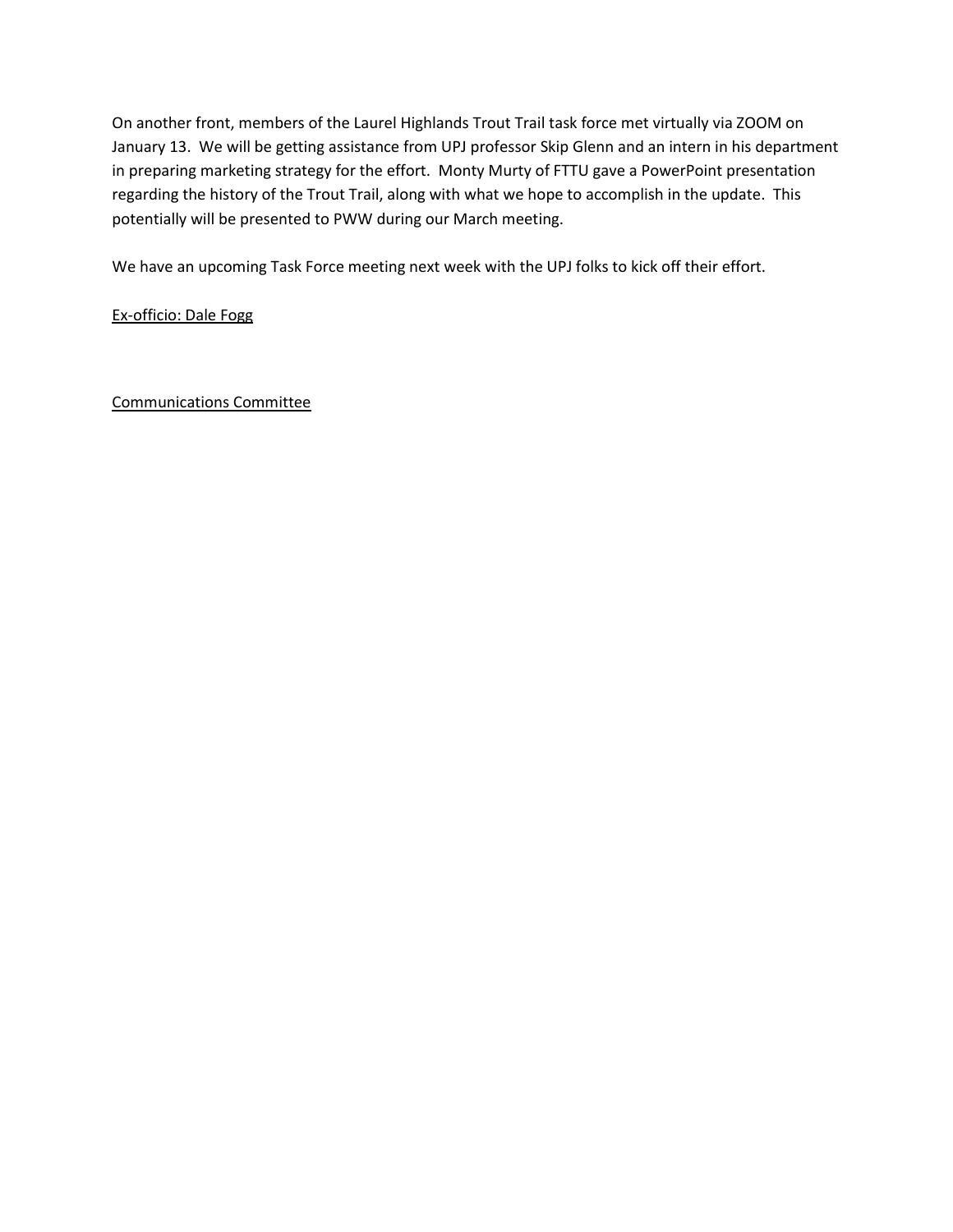On another front, members of the Laurel Highlands Trout Trail task force met virtually via ZOOM on January 13. We will be getting assistance from UPJ professor Skip Glenn and an intern in his department in preparing marketing strategy for the effort. Monty Murty of FTTU gave a PowerPoint presentation regarding the history of the Trout Trail, along with what we hope to accomplish in the update. This potentially will be presented to PWW during our March meeting.

We have an upcoming Task Force meeting next week with the UPJ folks to kick off their effort.

<u>Ex-officio: Dale Fogg</u>

<u>Communications Committee</u>